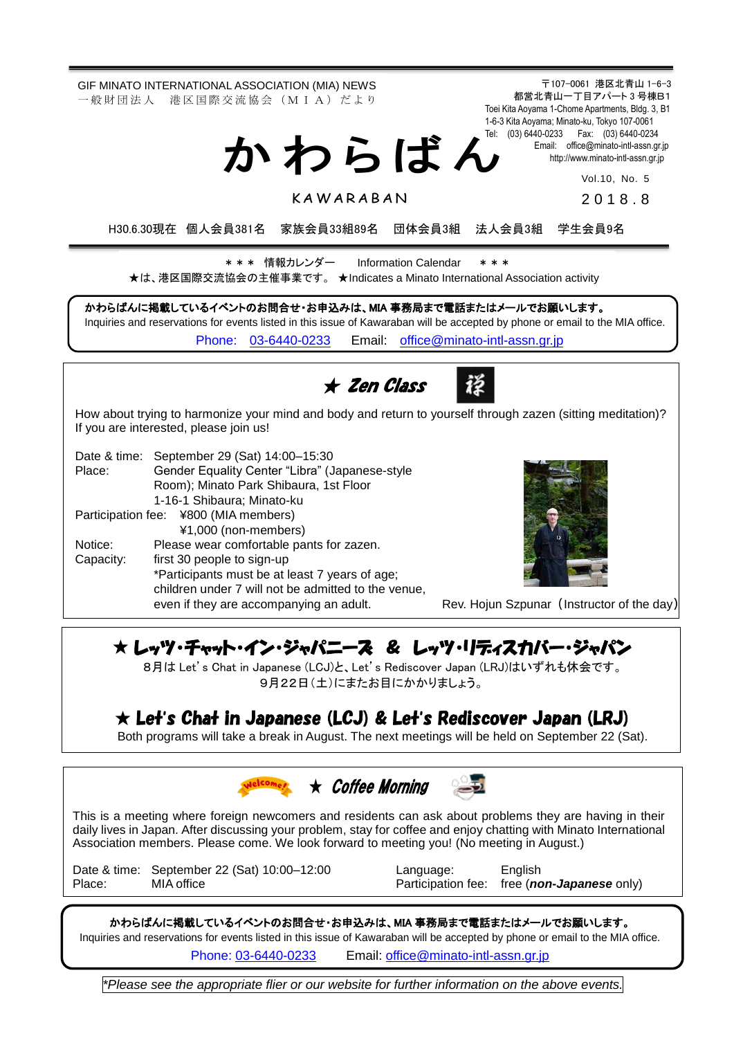GIF MINATO INTERNATIONAL ASSOCIATION (MIA) NEWS
一般財団法人　港区国際交流協会（ＭＩＡ）だより

〒107-0061 港区北青山 1-6-3
都営北青山一丁目アパート３号棟B1
Toei Kita Aoyama 1-Chome Apartments, Bldg. 3, B1
1-6-3 Kita Aoyama; Minato-ku, Tokyo 107-0061
Tel: (03) 6440-0233　Fax: (03) 6440-0234
Email: office@minato-intl-assn.gr.jp
http://www.minato-intl-assn.gr.jp

# かわらばん

KAWARABAN

Vol.10, No. 5

2018.8

H30.6.30現在　個人会員381名　家族会員33組89名　団体会員3組　法人会員3組　学生会員9名

＊＊＊　情報カレンダー　Information Calendar　＊＊＊

★は、港区国際交流協会の主催事業です。 ★Indicates a Minato International Association activity

**かわらばんに掲載しているイベントのお問合せ・お申込みは、MIA 事務局まで電話またはメールでお願いします。**
Inquiries and reservations for events listed in this issue of Kawaraban will be accepted by phone or email to the MIA office.
Phone: 03-6440-0233　Email: office@minato-intl-assn.gr.jp

## ★ Zen Class

How about trying to harmonize your mind and body and return to yourself through zazen (sitting meditation)? If you are interested, please join us!

Date & time: September 29 (Sat) 14:00–15:30
Place: Gender Equality Center "Libra" (Japanese-style Room); Minato Park Shibaura, 1st Floor
1-16-1 Shibaura; Minato-ku
Participation fee: ¥800 (MIA members)
¥1,000 (non-members)
Notice: Please wear comfortable pants for zazen.
Capacity: first 30 people to sign-up
*Participants must be at least 7 years of age; children under 7 will not be admitted to the venue, even if they are accompanying an adult.

Rev. Hojun Szpunar（Instructor of the day）

## ★ レッツ・チャット・イン・ジャパニーズ　&　レッツ・リディスカバー・ジャパン

8月は Let's Chat in Japanese (LCJ)と、Let's Rediscover Japan (LRJ)はいずれも休会です。
9月22日（土）にまたお目にかかりましょう。

## ★ Let's Chat in Japanese (LCJ) & Let's Rediscover Japan (LRJ)

Both programs will take a break in August. The next meetings will be held on September 22 (Sat).

## ★ Coffee Morning

This is a meeting where foreign newcomers and residents can ask about problems they are having in their daily lives in Japan. After discussing your problem, stay for coffee and enjoy chatting with Minato International Association members. Please come. We look forward to meeting you! (No meeting in August.)

Date & time: September 22 (Sat) 10:00–12:00
Place: MIA office
Language: English
Participation fee: free (***non-Japanese*** only)

**かわらばんに掲載しているイベントのお問合せ・お申込みは、MIA 事務局まで電話またはメールでお願いします。**
Inquiries and reservations for events listed in this issue of Kawaraban will be accepted by phone or email to the MIA office.
Phone: 03-6440-0233　Email: office@minato-intl-assn.gr.jp

*\*Please see the appropriate flier or our website for further information on the above events.*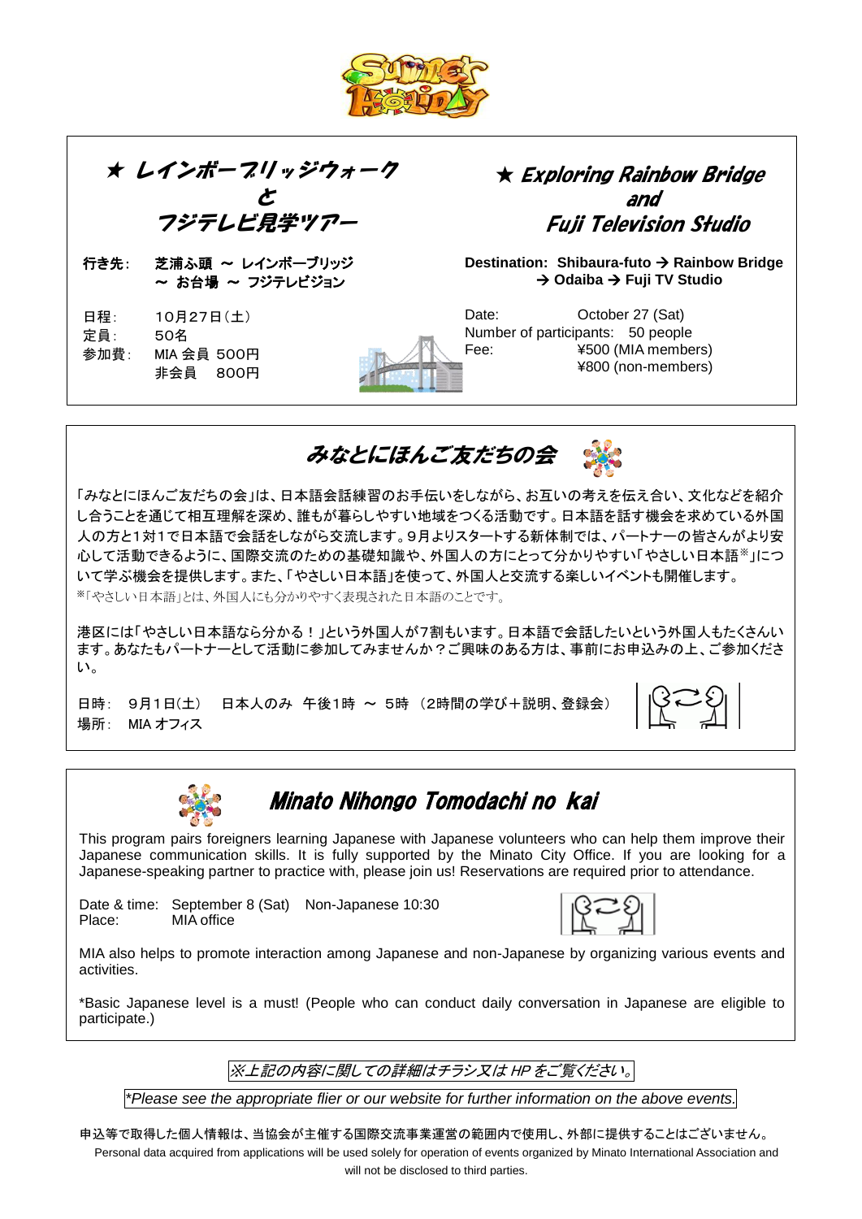# ★ レインボーブリッジウォーク と フジテレビ見学ツアー

**行き先：** 芝浦ふ頭 ～ レインボーブリッジ ～ お台場 ～ フジテレビジョン

日程：　10月27日（土）
定員：　50名
参加費：　MIA 会員 500円
　　　　　非会員　800円

# ★ Exploring Rainbow Bridge and Fuji Television Studio

**Destination: Shibaura-futo → Rainbow Bridge → Odaiba → Fuji TV Studio**

Date: October 27 (Sat)
Number of participants: 50 people
Fee: ¥500 (MIA members)
¥800 (non-members)

# みなとにほんご友だちの会

「みなとにほんご友だちの会」は、日本語会話練習のお手伝いをしながら、お互いの考えを伝え合い、文化などを紹介し合うことを通じて相互理解を深め、誰もが暮らしやすい地域をつくる活動です。日本語を話す機会を求めている外国人の方と1対1で日本語で会話をしながら交流します。9月よりスタートする新体制では、パートナーの皆さんがより安心して活動できるように、国際交流のための基礎知識や、外国人の方にとって分かりやすい「やさしい日本語※」について学ぶ機会を提供します。また、「やさしい日本語」を使って、外国人と交流する楽しいイベントも開催します。

※「やさしい日本語」とは、外国人にも分かりやすく表現された日本語のことです。

港区には「やさしい日本語なら分かる！」という外国人が7割もいます。日本語で会話したいという外国人もたくさんいます。あなたもパートナーとして活動に参加してみませんか？ご興味のある方は、事前にお申込みの上、ご参加ください。

日時：　9月1日(土)　日本人のみ　午後1時 ～ 5時 （2時間の学び＋説明、登録会）
場所：　MIA オフィス

# Minato Nihongo Tomodachi no kai

This program pairs foreigners learning Japanese with Japanese volunteers who can help them improve their Japanese communication skills. It is fully supported by the Minato City Office. If you are looking for a Japanese-speaking partner to practice with, please join us! Reservations are required prior to attendance.

Date & time: September 8 (Sat) Non-Japanese 10:30
Place: MIA office

MIA also helps to promote interaction among Japanese and non-Japanese by organizing various events and activities.

*Basic Japanese level is a must! (People who can conduct daily conversation in Japanese are eligible to participate.)

*※上記の内容に関しての詳細はチラシ又は HP をご覧ください。*

*\*Please see the appropriate flier or our website for further information on the above events.*

申込等で取得した個人情報は、当協会が主催する国際交流事業運営の範囲内で使用し、外部に提供することはございません。

Personal data acquired from applications will be used solely for operation of events organized by Minato International Association and will not be disclosed to third parties.